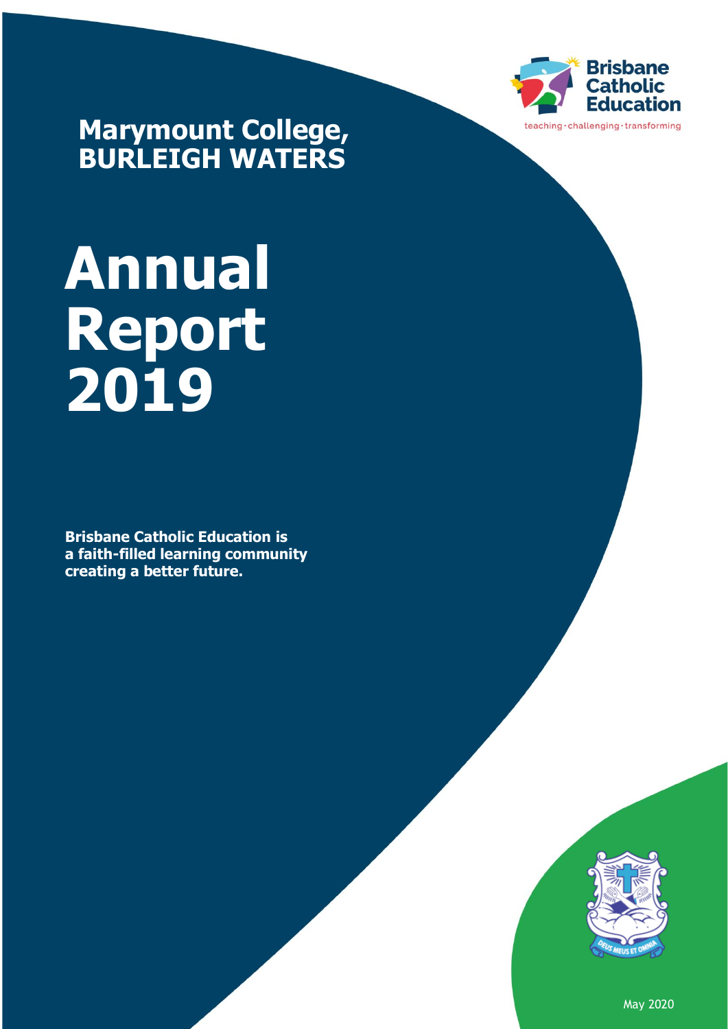Brisbane Catholic Education

teaching · challenging · transforming

# Marymount College, BURLEIGH WATERS

# Annual Report 2019

**Brisbane Catholic Education is a faith-filled learning community creating a better future.**

DEUS MEUS ET OMNIA

May 2020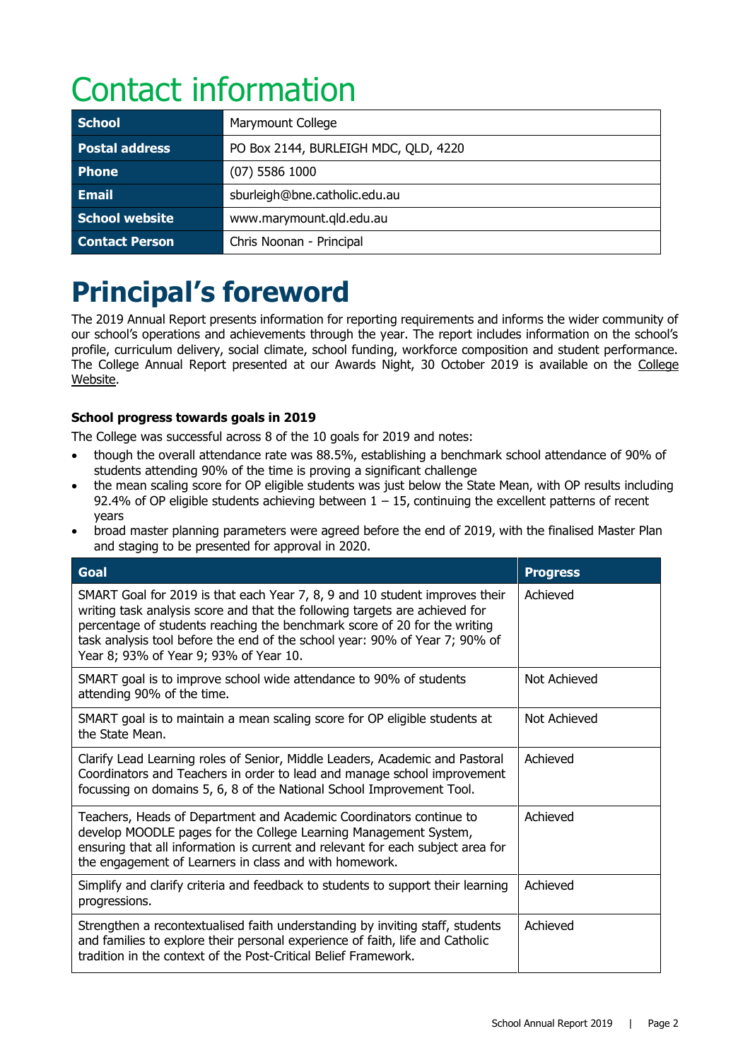# Contact information

| School | Marymount College |
|---|---|
| Postal address | PO Box 2144, BURLEIGH MDC, QLD, 4220 |
| Phone | (07) 5586 1000 |
| Email | sburleigh@bne.catholic.edu.au |
| School website | www.marymount.qld.edu.au |
| Contact Person | Chris Noonan - Principal |

# Principal's foreword

The 2019 Annual Report presents information for reporting requirements and informs the wider community of our school's operations and achievements through the year. The report includes information on the school's profile, curriculum delivery, social climate, school funding, workforce composition and student performance. The College Annual Report presented at our Awards Night, 30 October 2019 is available on the College Website.

### School progress towards goals in 2019

The College was successful across 8 of the 10 goals for 2019 and notes:

- though the overall attendance rate was 88.5%, establishing a benchmark school attendance of 90% of students attending 90% of the time is proving a significant challenge
- the mean scaling score for OP eligible students was just below the State Mean, with OP results including 92.4% of OP eligible students achieving between 1 – 15, continuing the excellent patterns of recent years
- broad master planning parameters were agreed before the end of 2019, with the finalised Master Plan and staging to be presented for approval in 2020.

| Goal | Progress |
|---|---|
| SMART Goal for 2019 is that each Year 7, 8, 9 and 10 student improves their writing task analysis score and that the following targets are achieved for percentage of students reaching the benchmark score of 20 for the writing task analysis tool before the end of the school year: 90% of Year 7; 90% of Year 8; 93% of Year 9; 93% of Year 10. | Achieved |
| SMART goal is to improve school wide attendance to 90% of students attending 90% of the time. | Not Achieved |
| SMART goal is to maintain a mean scaling score for OP eligible students at the State Mean. | Not Achieved |
| Clarify Lead Learning roles of Senior, Middle Leaders, Academic and Pastoral Coordinators and Teachers in order to lead and manage school improvement focussing on domains 5, 6, 8 of the National School Improvement Tool. | Achieved |
| Teachers, Heads of Department and Academic Coordinators continue to develop MOODLE pages for the College Learning Management System, ensuring that all information is current and relevant for each subject area for the engagement of Learners in class and with homework. | Achieved |
| Simplify and clarify criteria and feedback to students to support their learning progressions. | Achieved |
| Strengthen a recontextualised faith understanding by inviting staff, students and families to explore their personal experience of faith, life and Catholic tradition in the context of the Post-Critical Belief Framework. | Achieved |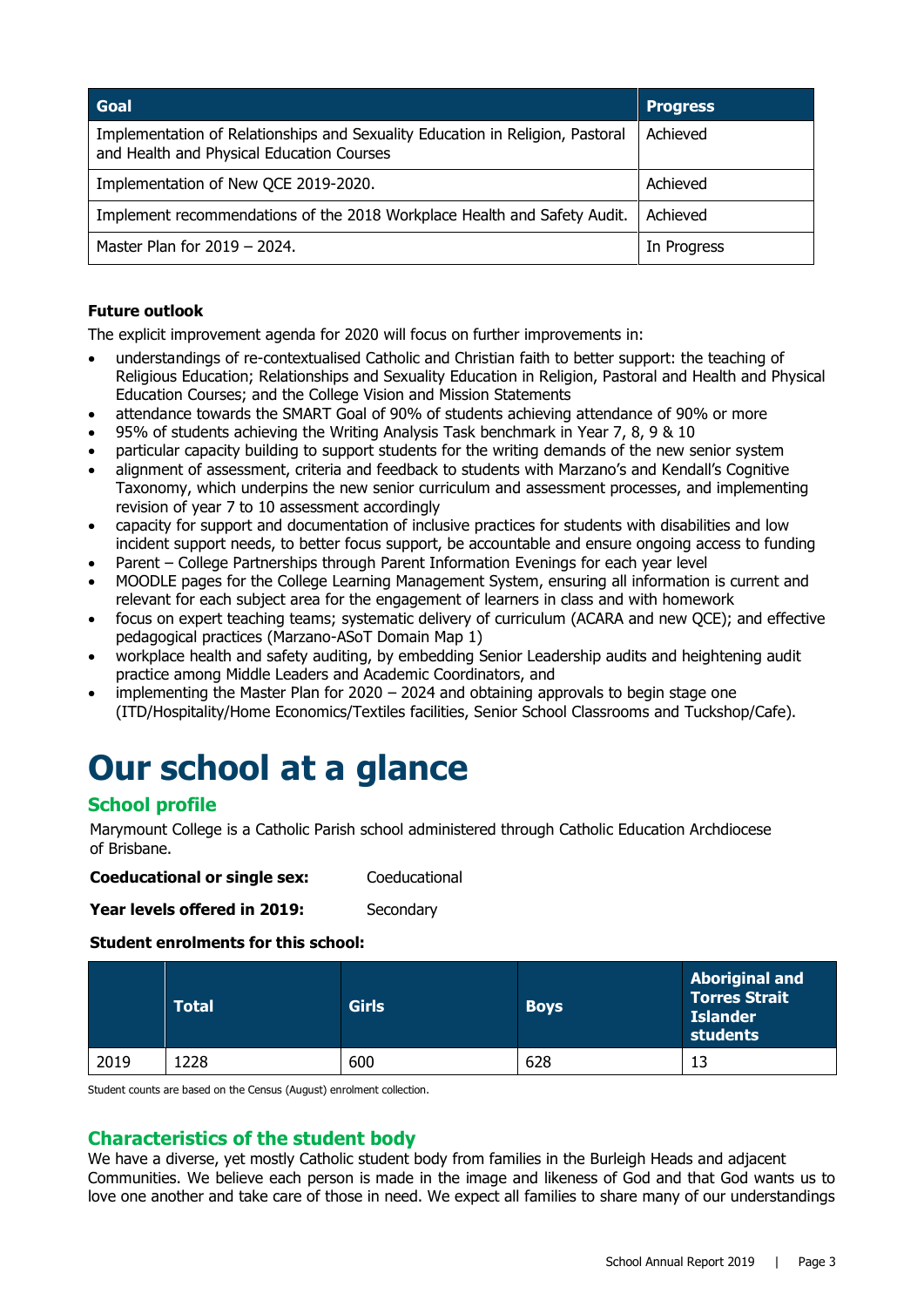| Goal | Progress |
| --- | --- |
| Implementation of Relationships and Sexuality Education in Religion, Pastoral and Health and Physical Education Courses | Achieved |
| Implementation of New QCE 2019-2020. | Achieved |
| Implement recommendations of the 2018 Workplace Health and Safety Audit. | Achieved |
| Master Plan for 2019 – 2024. | In Progress |

**Future outlook**

The explicit improvement agenda for 2020 will focus on further improvements in:

- understandings of re-contextualised Catholic and Christian faith to better support: the teaching of Religious Education; Relationships and Sexuality Education in Religion, Pastoral and Health and Physical Education Courses; and the College Vision and Mission Statements
- attendance towards the SMART Goal of 90% of students achieving attendance of 90% or more
- 95% of students achieving the Writing Analysis Task benchmark in Year 7, 8, 9 & 10
- particular capacity building to support students for the writing demands of the new senior system
- alignment of assessment, criteria and feedback to students with Marzano's and Kendall's Cognitive Taxonomy, which underpins the new senior curriculum and assessment processes, and implementing revision of year 7 to 10 assessment accordingly
- capacity for support and documentation of inclusive practices for students with disabilities and low incident support needs, to better focus support, be accountable and ensure ongoing access to funding
- Parent – College Partnerships through Parent Information Evenings for each year level
- MOODLE pages for the College Learning Management System, ensuring all information is current and relevant for each subject area for the engagement of learners in class and with homework
- focus on expert teaching teams; systematic delivery of curriculum (ACARA and new QCE); and effective pedagogical practices (Marzano-ASoT Domain Map 1)
- workplace health and safety auditing, by embedding Senior Leadership audits and heightening audit practice among Middle Leaders and Academic Coordinators, and
- implementing the Master Plan for 2020 – 2024 and obtaining approvals to begin stage one (ITD/Hospitality/Home Economics/Textiles facilities, Senior School Classrooms and Tuckshop/Cafe).

# Our school at a glance

## School profile

Marymount College is a Catholic Parish school administered through Catholic Education Archdiocese of Brisbane.

**Coeducational or single sex:** Coeducational

**Year levels offered in 2019:** Secondary

**Student enrolments for this school:**

| | Total | Girls | Boys | Aboriginal and Torres Strait Islander students |
| --- | --- | --- | --- | --- |
| 2019 | 1228 | 600 | 628 | 13 |

Student counts are based on the Census (August) enrolment collection.

## Characteristics of the student body

We have a diverse, yet mostly Catholic student body from families in the Burleigh Heads and adjacent Communities. We believe each person is made in the image and likeness of God and that God wants us to love one another and take care of those in need. We expect all families to share many of our understandings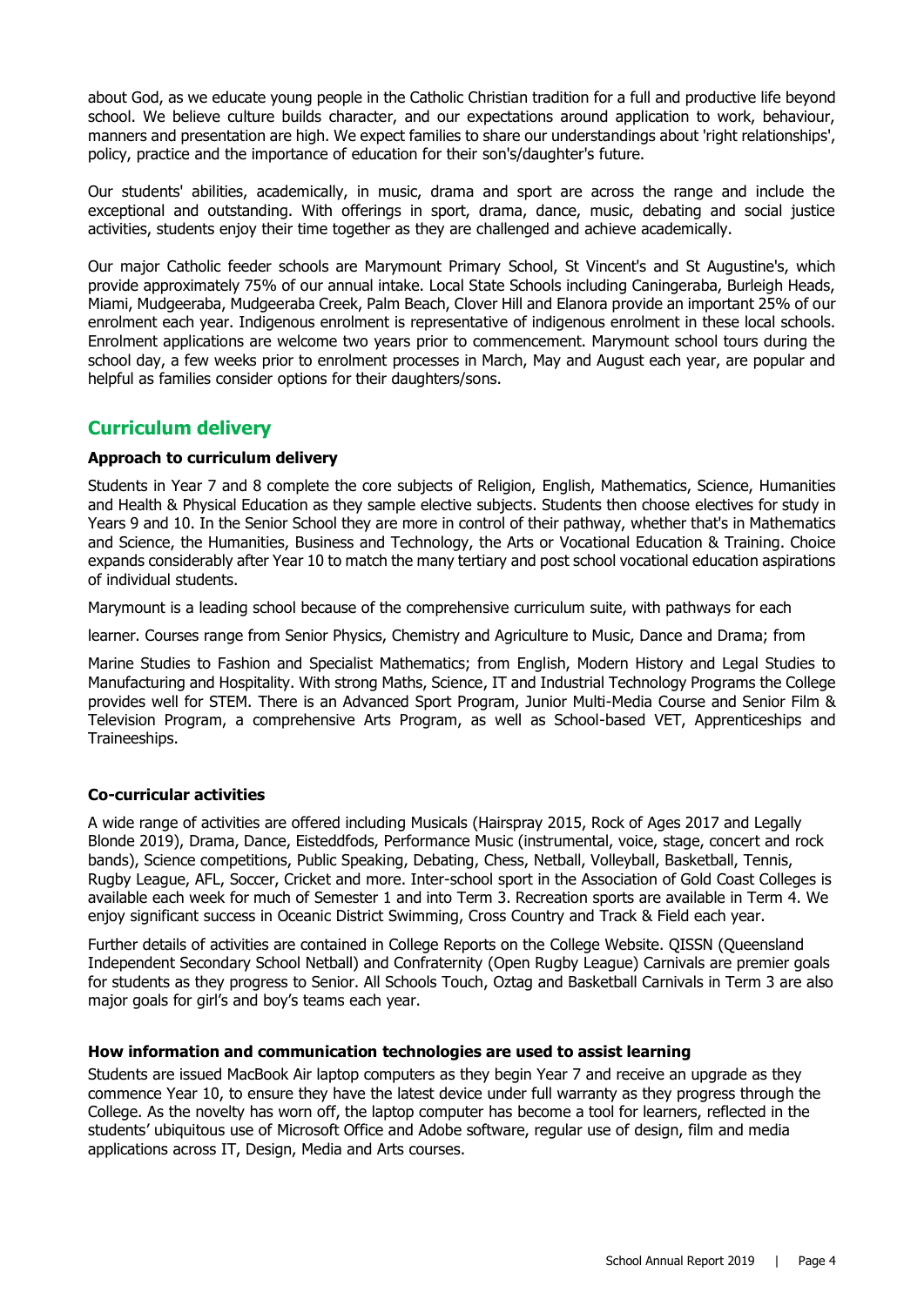about God, as we educate young people in the Catholic Christian tradition for a full and productive life beyond school. We believe culture builds character, and our expectations around application to work, behaviour, manners and presentation are high. We expect families to share our understandings about 'right relationships', policy, practice and the importance of education for their son's/daughter's future.

Our students' abilities, academically, in music, drama and sport are across the range and include the exceptional and outstanding. With offerings in sport, drama, dance, music, debating and social justice activities, students enjoy their time together as they are challenged and achieve academically.

Our major Catholic feeder schools are Marymount Primary School, St Vincent's and St Augustine's, which provide approximately 75% of our annual intake. Local State Schools including Caningeraba, Burleigh Heads, Miami, Mudgeeraba, Mudgeeraba Creek, Palm Beach, Clover Hill and Elanora provide an important 25% of our enrolment each year. Indigenous enrolment is representative of indigenous enrolment in these local schools. Enrolment applications are welcome two years prior to commencement. Marymount school tours during the school day, a few weeks prior to enrolment processes in March, May and August each year, are popular and helpful as families consider options for their daughters/sons.

## Curriculum delivery

### Approach to curriculum delivery

Students in Year 7 and 8 complete the core subjects of Religion, English, Mathematics, Science, Humanities and Health & Physical Education as they sample elective subjects. Students then choose electives for study in Years 9 and 10. In the Senior School they are more in control of their pathway, whether that's in Mathematics and Science, the Humanities, Business and Technology, the Arts or Vocational Education & Training. Choice expands considerably after Year 10 to match the many tertiary and post school vocational education aspirations of individual students.

Marymount is a leading school because of the comprehensive curriculum suite, with pathways for each learner. Courses range from Senior Physics, Chemistry and Agriculture to Music, Dance and Drama; from Marine Studies to Fashion and Specialist Mathematics; from English, Modern History and Legal Studies to Manufacturing and Hospitality. With strong Maths, Science, IT and Industrial Technology Programs the College provides well for STEM. There is an Advanced Sport Program, Junior Multi-Media Course and Senior Film & Television Program, a comprehensive Arts Program, as well as School-based VET, Apprenticeships and Traineeships.

### Co-curricular activities

A wide range of activities are offered including Musicals (Hairspray 2015, Rock of Ages 2017 and Legally Blonde 2019), Drama, Dance, Eisteddfods, Performance Music (instrumental, voice, stage, concert and rock bands), Science competitions, Public Speaking, Debating, Chess, Netball, Volleyball, Basketball, Tennis, Rugby League, AFL, Soccer, Cricket and more. Inter-school sport in the Association of Gold Coast Colleges is available each week for much of Semester 1 and into Term 3. Recreation sports are available in Term 4. We enjoy significant success in Oceanic District Swimming, Cross Country and Track & Field each year.

Further details of activities are contained in College Reports on the College Website. QISSN (Queensland Independent Secondary School Netball) and Confraternity (Open Rugby League) Carnivals are premier goals for students as they progress to Senior. All Schools Touch, Oztag and Basketball Carnivals in Term 3 are also major goals for girl's and boy's teams each year.

### How information and communication technologies are used to assist learning

Students are issued MacBook Air laptop computers as they begin Year 7 and receive an upgrade as they commence Year 10, to ensure they have the latest device under full warranty as they progress through the College. As the novelty has worn off, the laptop computer has become a tool for learners, reflected in the students' ubiquitous use of Microsoft Office and Adobe software, regular use of design, film and media applications across IT, Design, Media and Arts courses.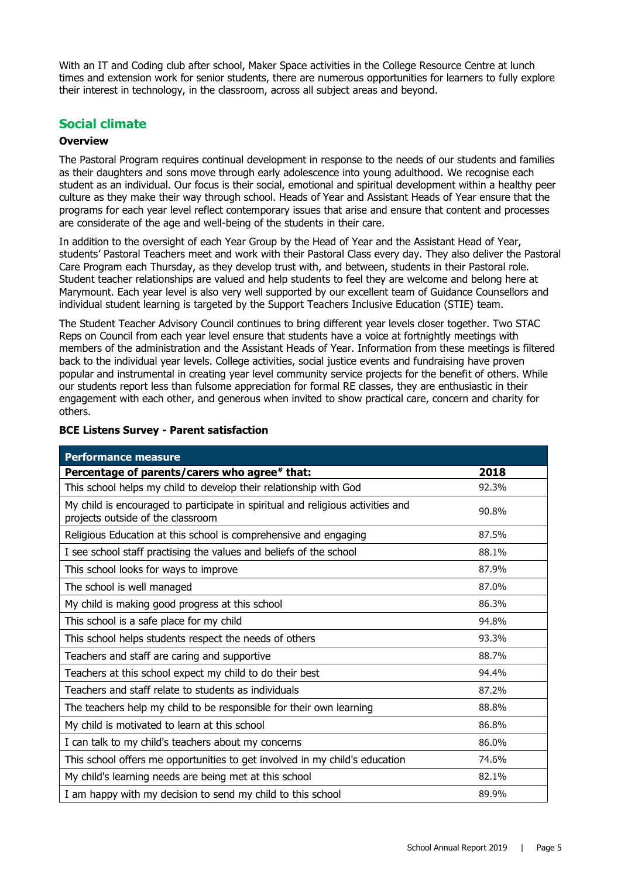With an IT and Coding club after school, Maker Space activities in the College Resource Centre at lunch times and extension work for senior students, there are numerous opportunities for learners to fully explore their interest in technology, in the classroom, across all subject areas and beyond.

## Social climate

### Overview

The Pastoral Program requires continual development in response to the needs of our students and families as their daughters and sons move through early adolescence into young adulthood. We recognise each student as an individual. Our focus is their social, emotional and spiritual development within a healthy peer culture as they make their way through school. Heads of Year and Assistant Heads of Year ensure that the programs for each year level reflect contemporary issues that arise and ensure that content and processes are considerate of the age and well-being of the students in their care.

In addition to the oversight of each Year Group by the Head of Year and the Assistant Head of Year, students' Pastoral Teachers meet and work with their Pastoral Class every day. They also deliver the Pastoral Care Program each Thursday, as they develop trust with, and between, students in their Pastoral role. Student teacher relationships are valued and help students to feel they are welcome and belong here at Marymount. Each year level is also very well supported by our excellent team of Guidance Counsellors and individual student learning is targeted by the Support Teachers Inclusive Education (STIE) team.

The Student Teacher Advisory Council continues to bring different year levels closer together. Two STAC Reps on Council from each year level ensure that students have a voice at fortnightly meetings with members of the administration and the Assistant Heads of Year. Information from these meetings is filtered back to the individual year levels. College activities, social justice events and fundraising have proven popular and instrumental in creating year level community service projects for the benefit of others. While our students report less than fulsome appreciation for formal RE classes, they are enthusiastic in their engagement with each other, and generous when invited to show practical care, concern and charity for others.

**BCE Listens Survey - Parent satisfaction**

| **Performance measure** | |
|---|---|
| **Percentage of parents/carers who agree# that:** | **2018** |
| This school helps my child to develop their relationship with God | 92.3% |
| My child is encouraged to participate in spiritual and religious activities and projects outside of the classroom | 90.8% |
| Religious Education at this school is comprehensive and engaging | 87.5% |
| I see school staff practising the values and beliefs of the school | 88.1% |
| This school looks for ways to improve | 87.9% |
| The school is well managed | 87.0% |
| My child is making good progress at this school | 86.3% |
| This school is a safe place for my child | 94.8% |
| This school helps students respect the needs of others | 93.3% |
| Teachers and staff are caring and supportive | 88.7% |
| Teachers at this school expect my child to do their best | 94.4% |
| Teachers and staff relate to students as individuals | 87.2% |
| The teachers help my child to be responsible for their own learning | 88.8% |
| My child is motivated to learn at this school | 86.8% |
| I can talk to my child's teachers about my concerns | 86.0% |
| This school offers me opportunities to get involved in my child's education | 74.6% |
| My child's learning needs are being met at this school | 82.1% |
| I am happy with my decision to send my child to this school | 89.9% |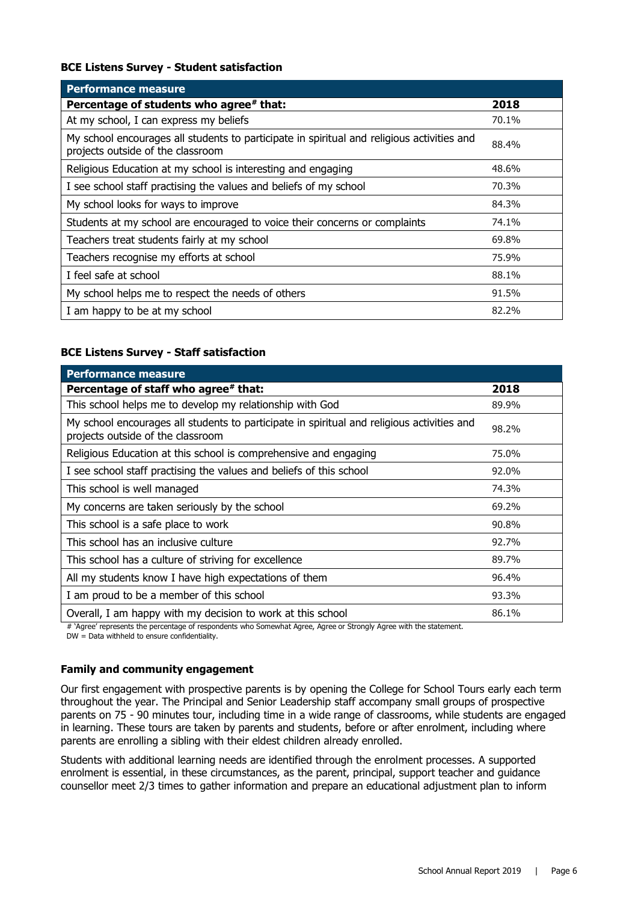**BCE Listens Survey - Student satisfaction**

| Performance measure | |
|---|---|
| **Percentage of students who agree# that:** | **2018** |
| At my school, I can express my beliefs | 70.1% |
| My school encourages all students to participate in spiritual and religious activities and projects outside of the classroom | 88.4% |
| Religious Education at my school is interesting and engaging | 48.6% |
| I see school staff practising the values and beliefs of my school | 70.3% |
| My school looks for ways to improve | 84.3% |
| Students at my school are encouraged to voice their concerns or complaints | 74.1% |
| Teachers treat students fairly at my school | 69.8% |
| Teachers recognise my efforts at school | 75.9% |
| I feel safe at school | 88.1% |
| My school helps me to respect the needs of others | 91.5% |
| I am happy to be at my school | 82.2% |

**BCE Listens Survey - Staff satisfaction**

| Performance measure | |
|---|---|
| **Percentage of staff who agree# that:** | **2018** |
| This school helps me to develop my relationship with God | 89.9% |
| My school encourages all students to participate in spiritual and religious activities and projects outside of the classroom | 98.2% |
| Religious Education at this school is comprehensive and engaging | 75.0% |
| I see school staff practising the values and beliefs of this school | 92.0% |
| This school is well managed | 74.3% |
| My concerns are taken seriously by the school | 69.2% |
| This school is a safe place to work | 90.8% |
| This school has an inclusive culture | 92.7% |
| This school has a culture of striving for excellence | 89.7% |
| All my students know I have high expectations of them | 96.4% |
| I am proud to be a member of this school | 93.3% |
| Overall, I am happy with my decision to work at this school | 86.1% |

# 'Agree' represents the percentage of respondents who Somewhat Agree, Agree or Strongly Agree with the statement.
DW = Data withheld to ensure confidentiality.

**Family and community engagement**

Our first engagement with prospective parents is by opening the College for School Tours early each term throughout the year. The Principal and Senior Leadership staff accompany small groups of prospective parents on 75 - 90 minutes tour, including time in a wide range of classrooms, while students are engaged in learning. These tours are taken by parents and students, before or after enrolment, including where parents are enrolling a sibling with their eldest children already enrolled.

Students with additional learning needs are identified through the enrolment processes. A supported enrolment is essential, in these circumstances, as the parent, principal, support teacher and guidance counsellor meet 2/3 times to gather information and prepare an educational adjustment plan to inform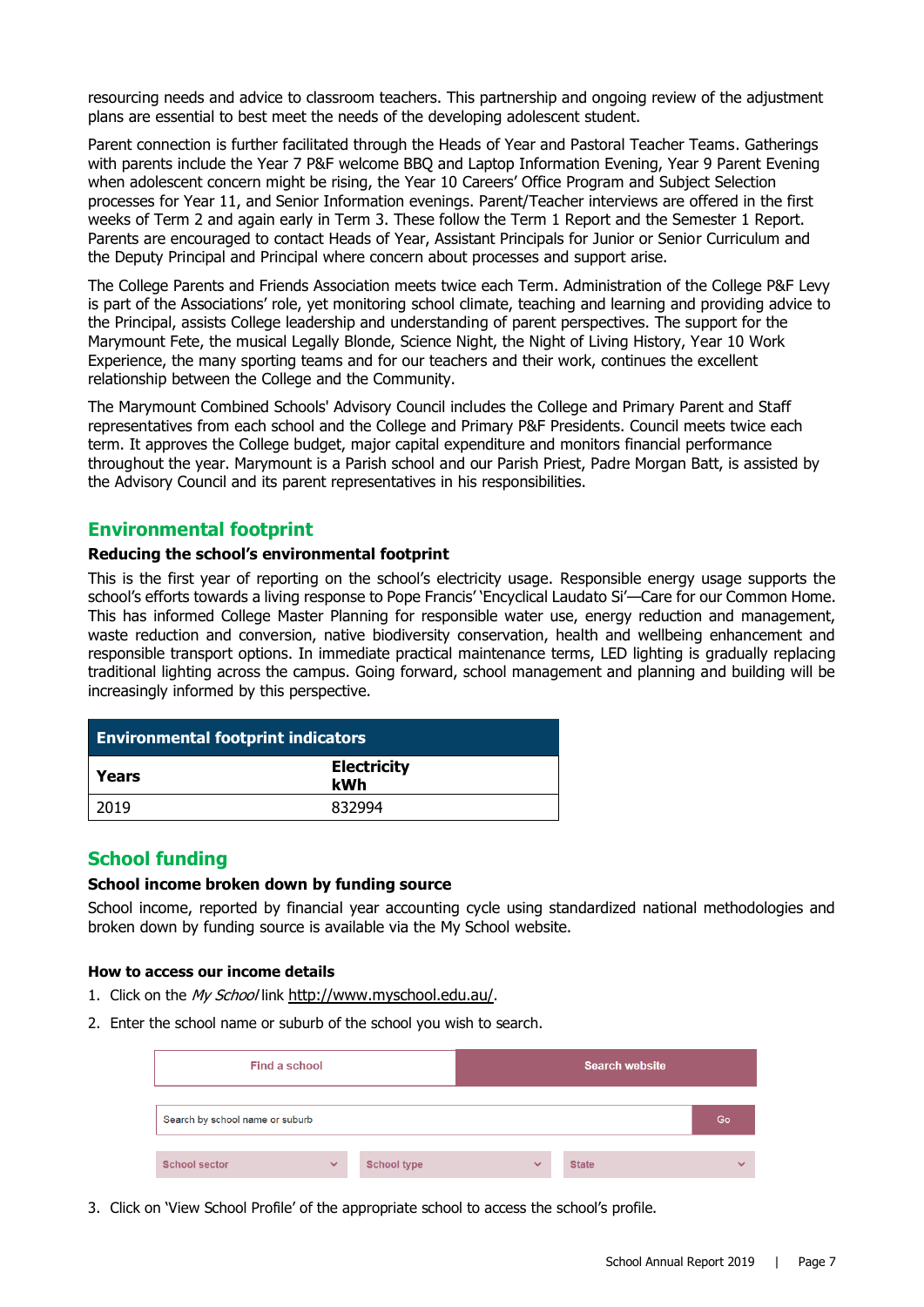resourcing needs and advice to classroom teachers. This partnership and ongoing review of the adjustment plans are essential to best meet the needs of the developing adolescent student.

Parent connection is further facilitated through the Heads of Year and Pastoral Teacher Teams. Gatherings with parents include the Year 7 P&F welcome BBQ and Laptop Information Evening, Year 9 Parent Evening when adolescent concern might be rising, the Year 10 Careers' Office Program and Subject Selection processes for Year 11, and Senior Information evenings. Parent/Teacher interviews are offered in the first weeks of Term 2 and again early in Term 3. These follow the Term 1 Report and the Semester 1 Report. Parents are encouraged to contact Heads of Year, Assistant Principals for Junior or Senior Curriculum and the Deputy Principal and Principal where concern about processes and support arise.

The College Parents and Friends Association meets twice each Term. Administration of the College P&F Levy is part of the Associations' role, yet monitoring school climate, teaching and learning and providing advice to the Principal, assists College leadership and understanding of parent perspectives. The support for the Marymount Fete, the musical Legally Blonde, Science Night, the Night of Living History, Year 10 Work Experience, the many sporting teams and for our teachers and their work, continues the excellent relationship between the College and the Community.

The Marymount Combined Schools' Advisory Council includes the College and Primary Parent and Staff representatives from each school and the College and Primary P&F Presidents. Council meets twice each term. It approves the College budget, major capital expenditure and monitors financial performance throughout the year. Marymount is a Parish school and our Parish Priest, Padre Morgan Batt, is assisted by the Advisory Council and its parent representatives in his responsibilities.

## Environmental footprint

### Reducing the school's environmental footprint

This is the first year of reporting on the school's electricity usage. Responsible energy usage supports the school's efforts towards a living response to Pope Francis' 'Encyclical Laudato Si'—Care for our Common Home. This has informed College Master Planning for responsible water use, energy reduction and management, waste reduction and conversion, native biodiversity conservation, health and wellbeing enhancement and responsible transport options. In immediate practical maintenance terms, LED lighting is gradually replacing traditional lighting across the campus. Going forward, school management and planning and building will be increasingly informed by this perspective.

| Environmental footprint indicators | |
|---|---|
| **Years** | **Electricity kWh** |
| 2019 | 832994 |

## School funding

### School income broken down by funding source

School income, reported by financial year accounting cycle using standardized national methodologies and broken down by funding source is available via the My School website.

### How to access our income details

1. Click on the *My School* link http://www.myschool.edu.au/.
2. Enter the school name or suburb of the school you wish to search.

| Find a school | Search website |
|---|---|

Search by school name or suburb | Go

School sector | School type | State

3. Click on 'View School Profile' of the appropriate school to access the school's profile.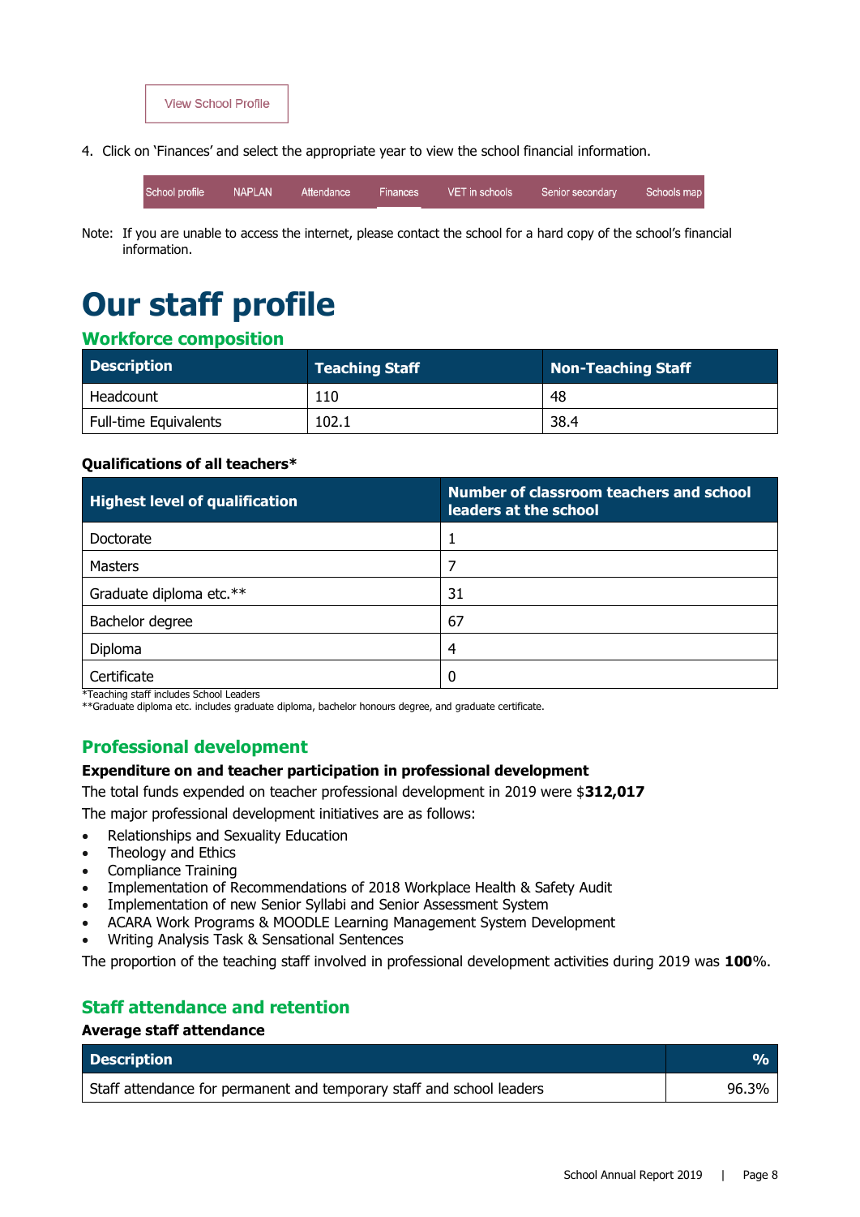View School Profile

4. Click on 'Finances' and select the appropriate year to view the school financial information.

School profile | NAPLAN | Attendance | Finances | VET in schools | Senior secondary | Schools map

Note: If you are unable to access the internet, please contact the school for a hard copy of the school's financial information.

# Our staff profile

## Workforce composition

| Description | Teaching Staff | Non-Teaching Staff |
|---|---|---|
| Headcount | 110 | 48 |
| Full-time Equivalents | 102.1 | 38.4 |

**Qualifications of all teachers***

| Highest level of qualification | Number of classroom teachers and school leaders at the school |
|---|---|
| Doctorate | 1 |
| Masters | 7 |
| Graduate diploma etc.** | 31 |
| Bachelor degree | 67 |
| Diploma | 4 |
| Certificate | 0 |

*Teaching staff includes School Leaders
**Graduate diploma etc. includes graduate diploma, bachelor honours degree, and graduate certificate.

## Professional development

**Expenditure on and teacher participation in professional development**

The total funds expended on teacher professional development in 2019 were $**312,017**

The major professional development initiatives are as follows:

- Relationships and Sexuality Education
- Theology and Ethics
- Compliance Training
- Implementation of Recommendations of 2018 Workplace Health & Safety Audit
- Implementation of new Senior Syllabi and Senior Assessment System
- ACARA Work Programs & MOODLE Learning Management System Development
- Writing Analysis Task & Sensational Sentences

The proportion of the teaching staff involved in professional development activities during 2019 was **100**%.

## Staff attendance and retention

**Average staff attendance**

| Description | % |
|---|---|
| Staff attendance for permanent and temporary staff and school leaders | 96.3% |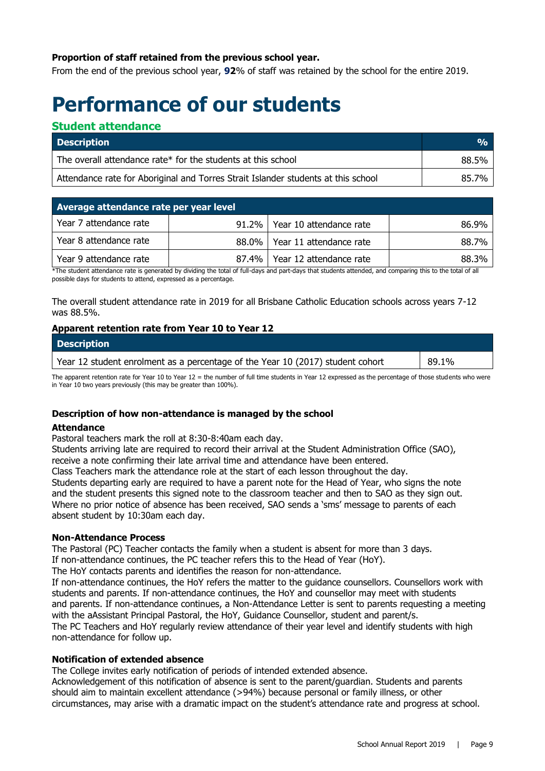**Proportion of staff retained from the previous school year.**

From the end of the previous school year, **92**% of staff was retained by the school for the entire 2019.

# Performance of our students

## Student attendance

| Description | % |
|---|---|
| The overall attendance rate* for the students at this school | 88.5% |
| Attendance rate for Aboriginal and Torres Strait Islander students at this school | 85.7% |

| Average attendance rate per year level | | | |
|---|---|---|---|
| Year 7 attendance rate | 91.2% | Year 10 attendance rate | 86.9% |
| Year 8 attendance rate | 88.0% | Year 11 attendance rate | 88.7% |
| Year 9 attendance rate | 87.4% | Year 12 attendance rate | 88.3% |

*The student attendance rate is generated by dividing the total of full-days and part-days that students attended, and comparing this to the total of all possible days for students to attend, expressed as a percentage.

The overall student attendance rate in 2019 for all Brisbane Catholic Education schools across years 7-12 was 88.5%.

**Apparent retention rate from Year 10 to Year 12**

| Description | |
|---|---|
| Year 12 student enrolment as a percentage of the Year 10 (2017) student cohort | 89.1% |

The apparent retention rate for Year 10 to Year 12 = the number of full time students in Year 12 expressed as the percentage of those students who were in Year 10 two years previously (this may be greater than 100%).

**Description of how non-attendance is managed by the school**

**Attendance**

Pastoral teachers mark the roll at 8:30-8:40am each day.
Students arriving late are required to record their arrival at the Student Administration Office (SAO), receive a note confirming their late arrival time and attendance have been entered.
Class Teachers mark the attendance role at the start of each lesson throughout the day.
Students departing early are required to have a parent note for the Head of Year, who signs the note and the student presents this signed note to the classroom teacher and then to SAO as they sign out.
Where no prior notice of absence has been received, SAO sends a 'sms' message to parents of each absent student by 10:30am each day.

**Non-Attendance Process**

The Pastoral (PC) Teacher contacts the family when a student is absent for more than 3 days.
If non-attendance continues, the PC teacher refers this to the Head of Year (HoY).
The HoY contacts parents and identifies the reason for non-attendance.
If non-attendance continues, the HoY refers the matter to the guidance counsellors. Counsellors work with students and parents. If non-attendance continues, the HoY and counsellor may meet with students and parents. If non-attendance continues, a Non-Attendance Letter is sent to parents requesting a meeting with the aAssistant Principal Pastoral, the HoY, Guidance Counsellor, student and parent/s.
The PC Teachers and HoY regularly review attendance of their year level and identify students with high non-attendance for follow up.

**Notification of extended absence**

The College invites early notification of periods of intended extended absence.
Acknowledgement of this notification of absence is sent to the parent/guardian. Students and parents should aim to maintain excellent attendance (>94%) because personal or family illness, or other circumstances, may arise with a dramatic impact on the student's attendance rate and progress at school.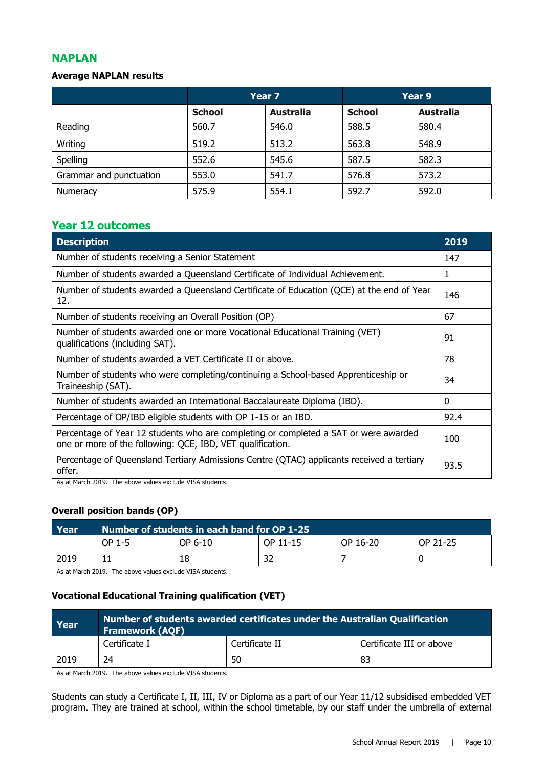## NAPLAN

### Average NAPLAN results

| | Year 7 | | Year 9 | |
|---|---|---|---|---|
| | **School** | **Australia** | **School** | **Australia** |
| Reading | 560.7 | 546.0 | 588.5 | 580.4 |
| Writing | 519.2 | 513.2 | 563.8 | 548.9 |
| Spelling | 552.6 | 545.6 | 587.5 | 582.3 |
| Grammar and punctuation | 553.0 | 541.7 | 576.8 | 573.2 |
| Numeracy | 575.9 | 554.1 | 592.7 | 592.0 |

## Year 12 outcomes

| Description | 2019 |
|---|---|
| Number of students receiving a Senior Statement | 147 |
| Number of students awarded a Queensland Certificate of Individual Achievement. | 1 |
| Number of students awarded a Queensland Certificate of Education (QCE) at the end of Year 12. | 146 |
| Number of students receiving an Overall Position (OP) | 67 |
| Number of students awarded one or more Vocational Educational Training (VET) qualifications (including SAT). | 91 |
| Number of students awarded a VET Certificate II or above. | 78 |
| Number of students who were completing/continuing a School-based Apprenticeship or Traineeship (SAT). | 34 |
| Number of students awarded an International Baccalaureate Diploma (IBD). | 0 |
| Percentage of OP/IBD eligible students with OP 1-15 or an IBD. | 92.4 |
| Percentage of Year 12 students who are completing or completed a SAT or were awarded one or more of the following: QCE, IBD, VET qualification. | 100 |
| Percentage of Queensland Tertiary Admissions Centre (QTAC) applicants received a tertiary offer. | 93.5 |

As at March 2019. The above values exclude VISA students.

### Overall position bands (OP)

| Year | Number of students in each band for OP 1-25 | | | | |
|---|---|---|---|---|---|
| | OP 1-5 | OP 6-10 | OP 11-15 | OP 16-20 | OP 21-25 |
| 2019 | 11 | 18 | 32 | 7 | 0 |

As at March 2019. The above values exclude VISA students.

### Vocational Educational Training qualification (VET)

| Year | Number of students awarded certificates under the Australian Qualification Framework (AQF) | | |
|---|---|---|---|
| | Certificate I | Certificate II | Certificate III or above |
| 2019 | 24 | 50 | 83 |

As at March 2019. The above values exclude VISA students.

Students can study a Certificate I, II, III, IV or Diploma as a part of our Year 11/12 subsidised embedded VET program. They are trained at school, within the school timetable, by our staff under the umbrella of external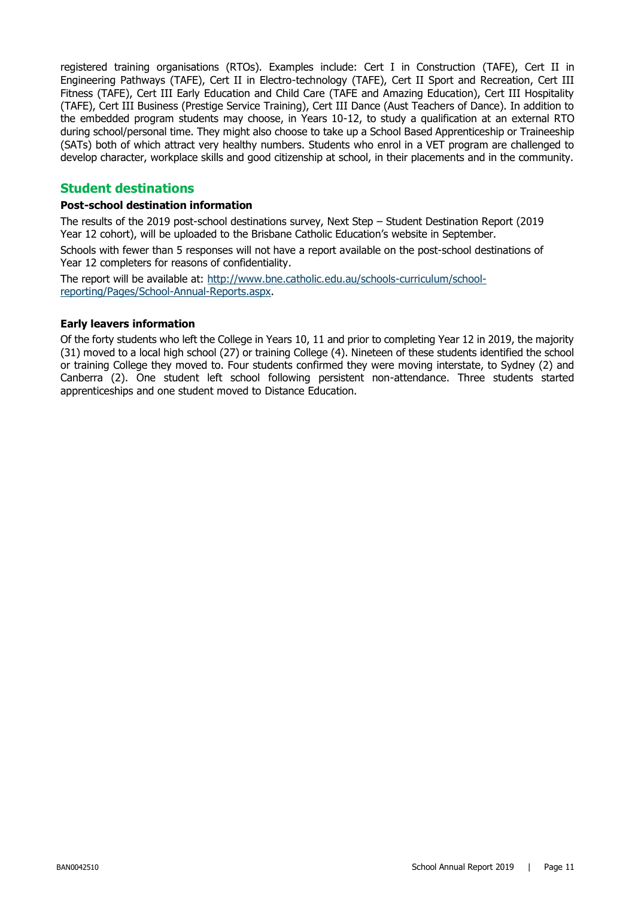registered training organisations (RTOs). Examples include: Cert I in Construction (TAFE), Cert II in Engineering Pathways (TAFE), Cert II in Electro-technology (TAFE), Cert II Sport and Recreation, Cert III Fitness (TAFE), Cert III Early Education and Child Care (TAFE and Amazing Education), Cert III Hospitality (TAFE), Cert III Business (Prestige Service Training), Cert III Dance (Aust Teachers of Dance). In addition to the embedded program students may choose, in Years 10-12, to study a qualification at an external RTO during school/personal time. They might also choose to take up a School Based Apprenticeship or Traineeship (SATs) both of which attract very healthy numbers. Students who enrol in a VET program are challenged to develop character, workplace skills and good citizenship at school, in their placements and in the community.

## Student destinations

### Post-school destination information

The results of the 2019 post-school destinations survey, Next Step – Student Destination Report (2019 Year 12 cohort), will be uploaded to the Brisbane Catholic Education's website in September.

Schools with fewer than 5 responses will not have a report available on the post-school destinations of Year 12 completers for reasons of confidentiality.

The report will be available at: [http://www.bne.catholic.edu.au/schools-curriculum/school-reporting/Pages/School-Annual-Reports.aspx](http://www.bne.catholic.edu.au/schools-curriculum/school-reporting/Pages/School-Annual-Reports.aspx).

### Early leavers information

Of the forty students who left the College in Years 10, 11 and prior to completing Year 12 in 2019, the majority (31) moved to a local high school (27) or training College (4). Nineteen of these students identified the school or training College they moved to. Four students confirmed they were moving interstate, to Sydney (2) and Canberra (2). One student left school following persistent non-attendance. Three students started apprenticeships and one student moved to Distance Education.